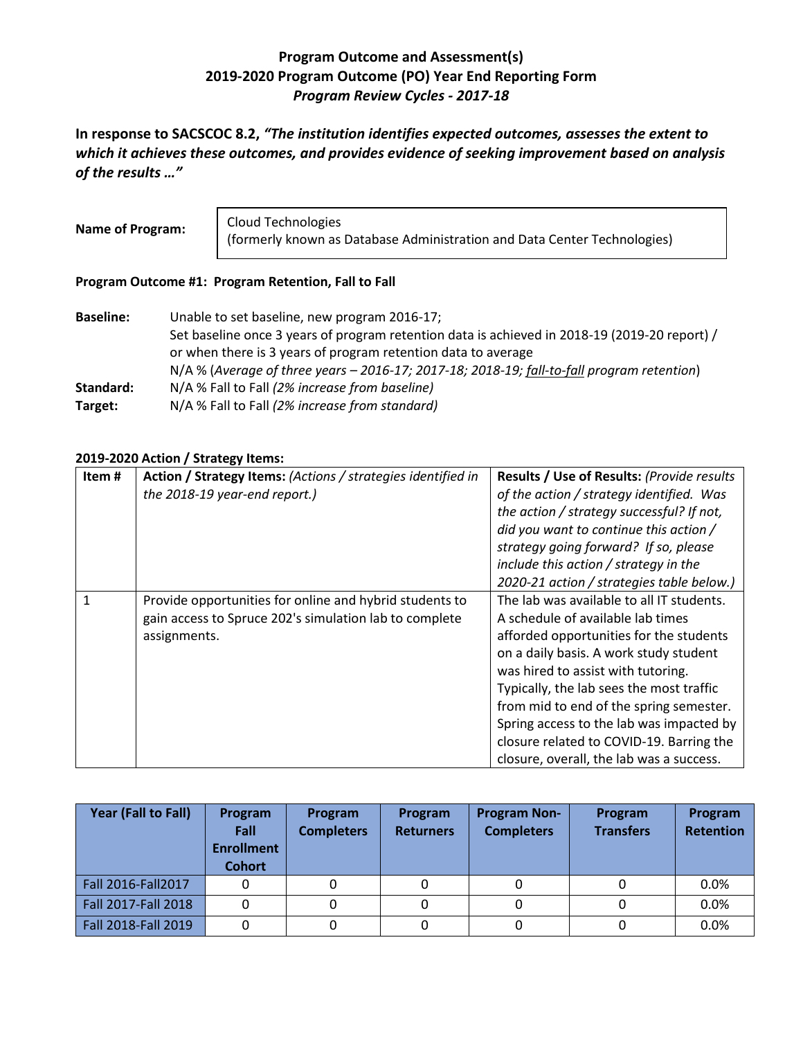# Program Outcome and Assessment(s)
## 2019-2020 Program Outcome (PO) Year End Reporting Form
### *Program Review Cycles - 2017-18*

**In response to SACSCOC 8.2, *"The institution identifies expected outcomes, assesses the extent to which it achieves these outcomes, and provides evidence of seeking improvement based on analysis of the results …"***

| **Name of Program:** | Cloud Technologies (formerly known as Database Administration and Data Center Technologies) |
|---|---|

**Program Outcome #1: Program Retention, Fall to Fall**

**Baseline:** Unable to set baseline, new program 2016-17;
Set baseline once 3 years of program retention data is achieved in 2018-19 (2019-20 report) / or when there is 3 years of program retention data to average
N/A % (*Average of three years – 2016-17; 2017-18; 2018-19; fall-to-fall program retention*)

**Standard:** N/A % Fall to Fall *(2% increase from baseline)*

**Target:** N/A % Fall to Fall *(2% increase from standard)*

**2019-2020 Action / Strategy Items:**

| Item # | Action / Strategy Items: *(Actions / strategies identified in the 2018-19 year-end report.)* | Results / Use of Results: *(Provide results of the action / strategy identified. Was the action / strategy successful? If not, did you want to continue this action / strategy going forward? If so, please include this action / strategy in the 2020-21 action / strategies table below.)* |
|---|---|---|
| 1 | Provide opportunities for online and hybrid students to gain access to Spruce 202's simulation lab to complete assignments. | The lab was available to all IT students. A schedule of available lab times afforded opportunities for the students on a daily basis. A work study student was hired to assist with tutoring. Typically, the lab sees the most traffic from mid to end of the spring semester. Spring access to the lab was impacted by closure related to COVID-19. Barring the closure, overall, the lab was a success. |

| Year (Fall to Fall) | Program Fall Enrollment Cohort | Program Completers | Program Returners | Program Non-Completers | Program Transfers | Program Retention |
|---|---|---|---|---|---|---|
| Fall 2016-Fall2017 | 0 | 0 | 0 | 0 | 0 | 0.0% |
| Fall 2017-Fall 2018 | 0 | 0 | 0 | 0 | 0 | 0.0% |
| Fall 2018-Fall 2019 | 0 | 0 | 0 | 0 | 0 | 0.0% |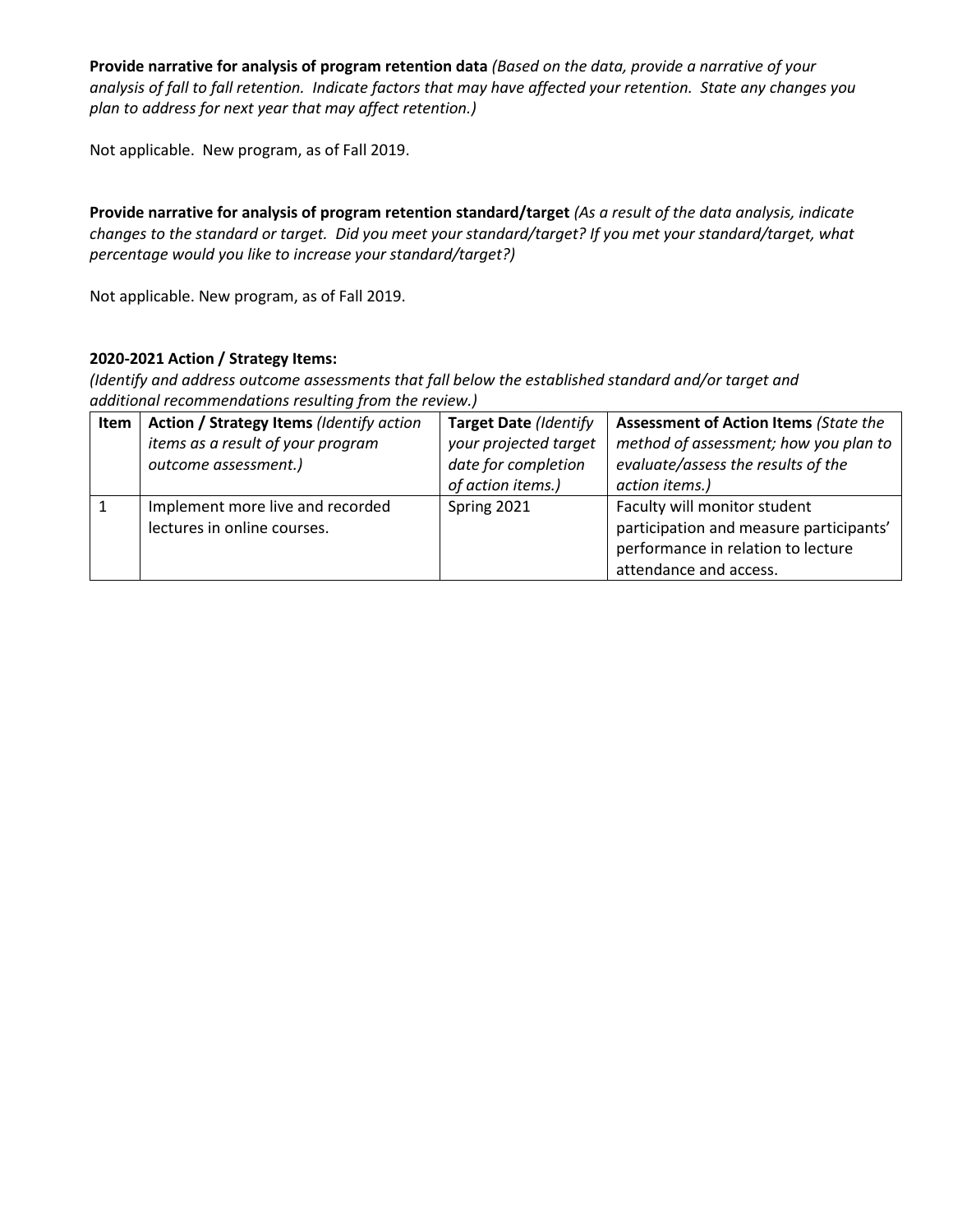**Provide narrative for analysis of program retention data** *(Based on the data, provide a narrative of your analysis of fall to fall retention. Indicate factors that may have affected your retention. State any changes you plan to address for next year that may affect retention.)*

Not applicable. New program, as of Fall 2019.

**Provide narrative for analysis of program retention standard/target** *(As a result of the data analysis, indicate changes to the standard or target. Did you meet your standard/target? If you met your standard/target, what percentage would you like to increase your standard/target?)*

Not applicable. New program, as of Fall 2019.

**2020-2021 Action / Strategy Items:**

*(Identify and address outcome assessments that fall below the established standard and/or target and additional recommendations resulting from the review.)*

| **Item** | **Action / Strategy Items** *(Identify action items as a result of your program outcome assessment.)* | **Target Date** *(Identify your projected target date for completion of action items.)* | **Assessment of Action Items** *(State the method of assessment; how you plan to evaluate/assess the results of the action items.)* |
|---|---|---|---|
| 1 | Implement more live and recorded lectures in online courses. | Spring 2021 | Faculty will monitor student participation and measure participants' performance in relation to lecture attendance and access. |